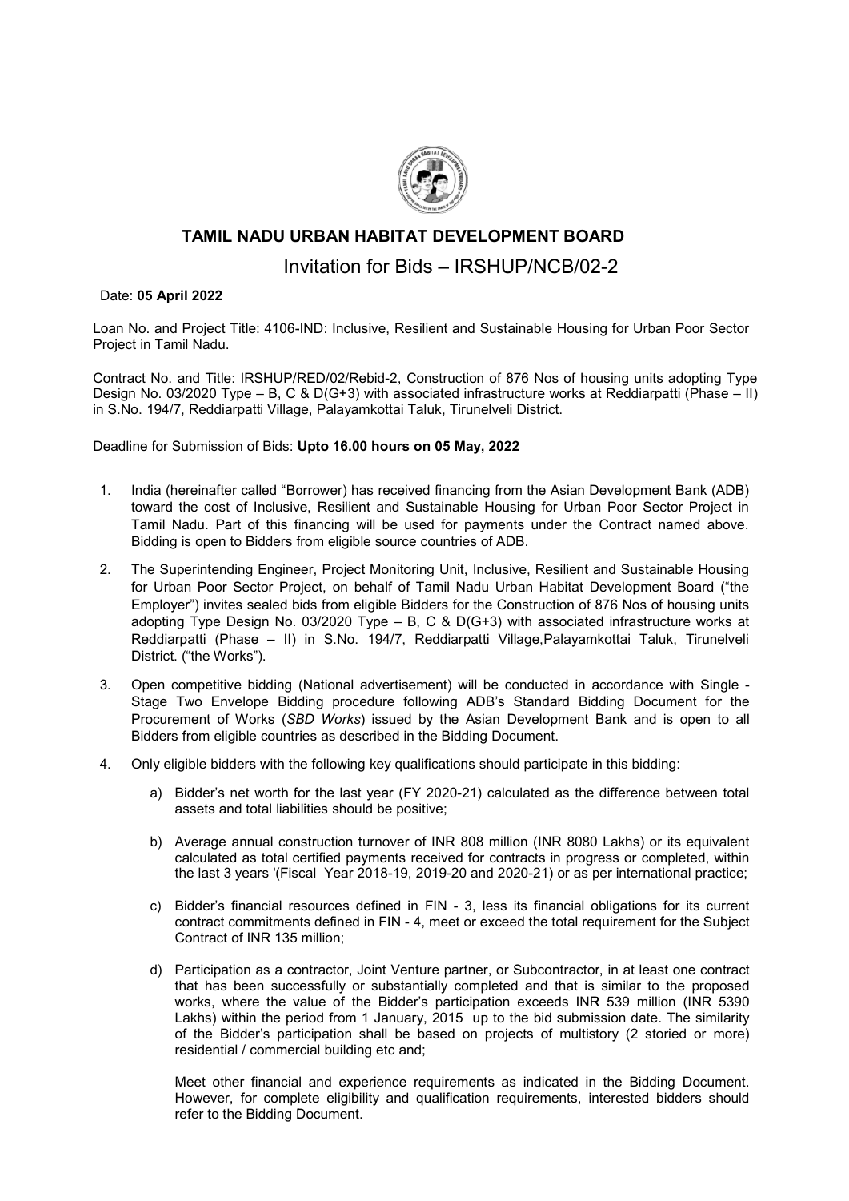## TAMIL NADU URBAN HABITAT DEVELOPMENT BOARD

# Invitation for Bids – IRSHUP/NCB/02-2

Date: **05 April 2022**

Loan No. and Project Title: 4106-IND: Inclusive, Resilient and Sustainable Housing for Urban Poor Sector Project in Tamil Nadu.

Contract No. and Title: IRSHUP/RED/02/Rebid-2, Construction of 876 Nos of housing units adopting Type Design No. 03/2020 Type – B, C & D(G+3) with associated infrastructure works at Reddiarpatti (Phase – II) in S.No. 194/7, Reddiarpatti Village, Palayamkottai Taluk, Tirunelveli District.

Deadline for Submission of Bids: **Upto 16.00 hours on 05 May, 2022**

1. India (hereinafter called "Borrower) has received financing from the Asian Development Bank (ADB) toward the cost of Inclusive, Resilient and Sustainable Housing for Urban Poor Sector Project in Tamil Nadu. Part of this financing will be used for payments under the Contract named above. Bidding is open to Bidders from eligible source countries of ADB.

2. The Superintending Engineer, Project Monitoring Unit, Inclusive, Resilient and Sustainable Housing for Urban Poor Sector Project, on behalf of Tamil Nadu Urban Habitat Development Board ("the Employer") invites sealed bids from eligible Bidders for the Construction of 876 Nos of housing units adopting Type Design No. 03/2020 Type – B, C & D(G+3) with associated infrastructure works at Reddiarpatti (Phase – II) in S.No. 194/7, Reddiarpatti Village,Palayamkottai Taluk, Tirunelveli District. ("the Works").

3. Open competitive bidding (National advertisement) will be conducted in accordance with Single - Stage Two Envelope Bidding procedure following ADB's Standard Bidding Document for the Procurement of Works (*SBD Works*) issued by the Asian Development Bank and is open to all Bidders from eligible countries as described in the Bidding Document.

4. Only eligible bidders with the following key qualifications should participate in this bidding:

   a) Bidder's net worth for the last year (FY 2020-21) calculated as the difference between total assets and total liabilities should be positive;

   b) Average annual construction turnover of INR 808 million (INR 8080 Lakhs) or its equivalent calculated as total certified payments received for contracts in progress or completed, within the last 3 years '(Fiscal Year 2018-19, 2019-20 and 2020-21) or as per international practice;

   c) Bidder's financial resources defined in FIN - 3, less its financial obligations for its current contract commitments defined in FIN - 4, meet or exceed the total requirement for the Subject Contract of INR 135 million;

   d) Participation as a contractor, Joint Venture partner, or Subcontractor, in at least one contract that has been successfully or substantially completed and that is similar to the proposed works, where the value of the Bidder's participation exceeds INR 539 million (INR 5390 Lakhs) within the period from 1 January, 2015 up to the bid submission date. The similarity of the Bidder's participation shall be based on projects of multistory (2 storied or more) residential / commercial building etc and;

   Meet other financial and experience requirements as indicated in the Bidding Document. However, for complete eligibility and qualification requirements, interested bidders should refer to the Bidding Document.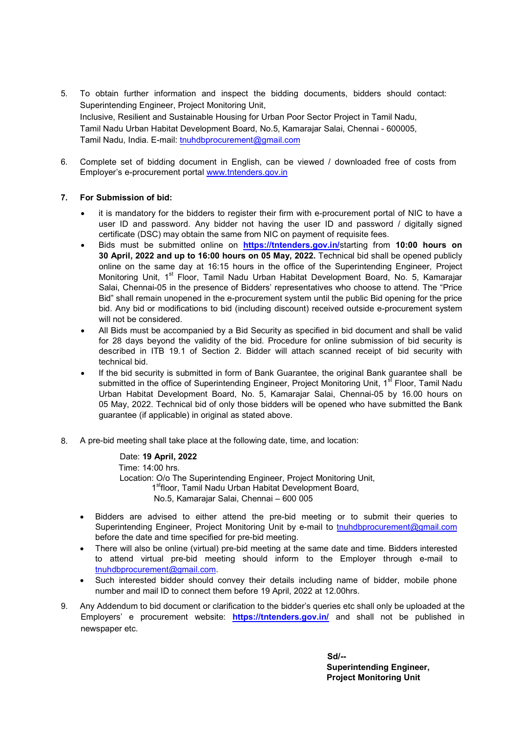5. To obtain further information and inspect the bidding documents, bidders should contact: Superintending Engineer, Project Monitoring Unit,
   Inclusive, Resilient and Sustainable Housing for Urban Poor Sector Project in Tamil Nadu,
   Tamil Nadu Urban Habitat Development Board, No.5, Kamarajar Salai, Chennai - 600005,
   Tamil Nadu, India. E-mail: tnuhdbprocurement@gmail.com

6. Complete set of bidding document in English, can be viewed / downloaded free of costs from Employer's e-procurement portal www.tntenders.gov.in

7. **For Submission of bid:**

   - it is mandatory for the bidders to register their firm with e-procurement portal of NIC to have a user ID and password. Any bidder not having the user ID and password / digitally signed certificate (DSC) may obtain the same from NIC on payment of requisite fees.
   - Bids must be submitted online on **https://tntenders.gov.in/**starting from **10:00 hours on 30 April, 2022 and up to 16:00 hours on 05 May, 2022.** Technical bid shall be opened publicly online on the same day at 16:15 hours in the office of the Superintending Engineer, Project Monitoring Unit, 1st Floor, Tamil Nadu Urban Habitat Development Board, No. 5, Kamarajar Salai, Chennai-05 in the presence of Bidders' representatives who choose to attend. The "Price Bid" shall remain unopened in the e-procurement system until the public Bid opening for the price bid. Any bid or modifications to bid (including discount) received outside e-procurement system will not be considered.
   - All Bids must be accompanied by a Bid Security as specified in bid document and shall be valid for 28 days beyond the validity of the bid. Procedure for online submission of bid security is described in ITB 19.1 of Section 2. Bidder will attach scanned receipt of bid security with technical bid.
   - If the bid security is submitted in form of Bank Guarantee, the original Bank guarantee shall be submitted in the office of Superintending Engineer, Project Monitoring Unit, 1st Floor, Tamil Nadu Urban Habitat Development Board, No. 5, Kamarajar Salai, Chennai-05 by 16.00 hours on 05 May, 2022. Technical bid of only those bidders will be opened who have submitted the Bank guarantee (if applicable) in original as stated above.

8. A pre-bid meeting shall take place at the following date, time, and location:

   Date: **19 April, 2022**
   Time: 14:00 hrs.
   Location: O/o The Superintending Engineer, Project Monitoring Unit,
   1stfloor, Tamil Nadu Urban Habitat Development Board,
   No.5, Kamarajar Salai, Chennai – 600 005

   - Bidders are advised to either attend the pre-bid meeting or to submit their queries to Superintending Engineer, Project Monitoring Unit by e-mail to tnuhdbprocurement@gmail.com before the date and time specified for pre-bid meeting.
   - There will also be online (virtual) pre-bid meeting at the same date and time. Bidders interested to attend virtual pre-bid meeting should inform to the Employer through e-mail to tnuhdbprocurement@gmail.com.
   - Such interested bidder should convey their details including name of bidder, mobile phone number and mail ID to connect them before 19 April, 2022 at 12.00hrs.

9. Any Addendum to bid document or clarification to the bidder's queries etc shall only be uploaded at the Employers' e procurement website: **https://tntenders.gov.in/** and shall not be published in newspaper etc.

**Sd/--**
**Superintending Engineer,**
**Project Monitoring Unit**